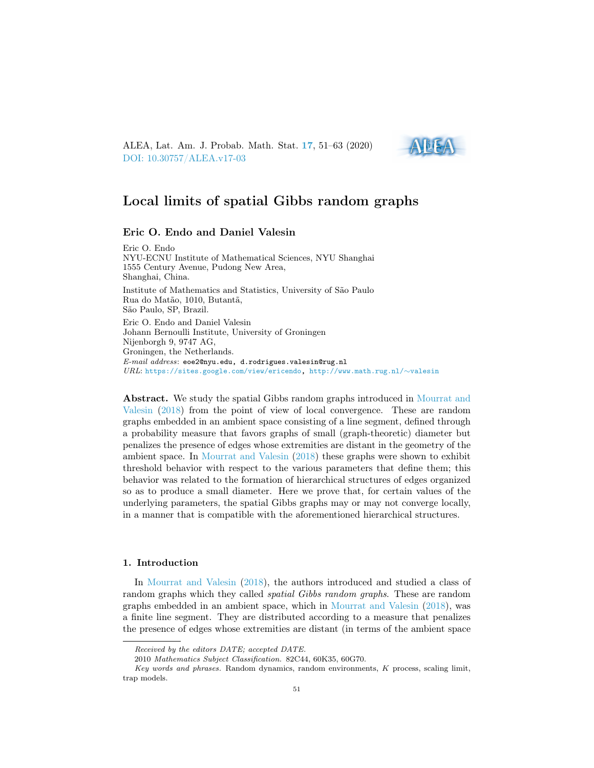# Local limits of spatial Gibbs random graphs

## Eric O. Endo and Daniel Valesin

Eric O. Endo
NYU-ECNU Institute of Mathematical Sciences, NYU Shanghai
1555 Century Avenue, Pudong New Area,
Shanghai, China.

Institute of Mathematics and Statistics, University of São Paulo
Rua do Matão, 1010, Butantã,
São Paulo, SP, Brazil.

Eric O. Endo and Daniel Valesin
Johann Bernoulli Institute, University of Groningen
Nijenborgh 9, 9747 AG,
Groningen, the Netherlands.

*E-mail address*: eoe2@nyu.edu, d.rodrigues.valesin@rug.nl
*URL*: https://sites.google.com/view/ericendo, http://www.math.rug.nl/~valesin

**Abstract.** We study the spatial Gibbs random graphs introduced in Mourrat and Valesin (2018) from the point of view of local convergence. These are random graphs embedded in an ambient space consisting of a line segment, defined through a probability measure that favors graphs of small (graph-theoretic) diameter but penalizes the presence of edges whose extremities are distant in the geometry of the ambient space. In Mourrat and Valesin (2018) these graphs were shown to exhibit threshold behavior with respect to the various parameters that define them; this behavior was related to the formation of hierarchical structures of edges organized so as to produce a small diameter. Here we prove that, for certain values of the underlying parameters, the spatial Gibbs graphs may or may not converge locally, in a manner that is compatible with the aforementioned hierarchical structures.

### 1. Introduction

In Mourrat and Valesin (2018), the authors introduced and studied a class of random graphs which they called *spatial Gibbs random graphs*. These are random graphs embedded in an ambient space, which in Mourrat and Valesin (2018), was a finite line segment. They are distributed according to a measure that penalizes the presence of edges whose extremities are distant (in terms of the ambient space

---

*Received by the editors DATE; accepted DATE.*

2010 *Mathematics Subject Classification.* 82C44, 60K35, 60G70.

*Key words and phrases.* Random dynamics, random environments, $K$ process, scaling limit, trap models.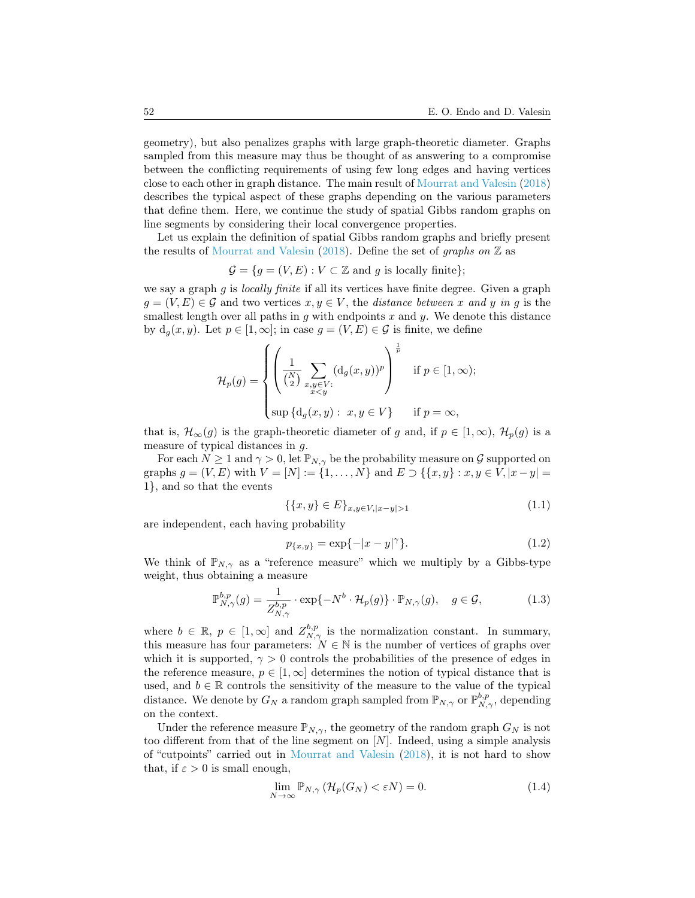geometry), but also penalizes graphs with large graph-theoretic diameter. Graphs sampled from this measure may thus be thought of as answering to a compromise between the conflicting requirements of using few long edges and having vertices close to each other in graph distance. The main result of Mourrat and Valesin (2018) describes the typical aspect of these graphs depending on the various parameters that define them. Here, we continue the study of spatial Gibbs random graphs on line segments by considering their local convergence properties.

Let us explain the definition of spatial Gibbs random graphs and briefly present the results of Mourrat and Valesin (2018). Define the set of *graphs on* $\mathbb{Z}$ as

$$\mathcal{G} = \{g = (V, E) : V \subset \mathbb{Z} \text{ and } g \text{ is locally finite}\};$$

we say a graph $g$ is *locally finite* if all its vertices have finite degree. Given a graph $g = (V, E) \in \mathcal{G}$ and two vertices $x, y \in V$, the *distance between* $x$ *and* $y$ *in* $g$ is the smallest length over all paths in $g$ with endpoints $x$ and $y$. We denote this distance by $\mathrm{d}_g(x, y)$. Let $p \in [1, \infty]$; in case $g = (V, E) \in \mathcal{G}$ is finite, we define

$$\mathcal{H}_p(g) = \begin{cases} \left( \dfrac{1}{\binom{N}{2}} \displaystyle\sum_{\substack{x,y \in V: \\ x<y}} (\mathrm{d}_g(x, y))^p \right)^{\frac{1}{p}} & \text{if } p \in [1, \infty); \\ \sup\left\{\mathrm{d}_g(x, y) : \ x, y \in V\right\} & \text{if } p = \infty, \end{cases}$$

that is, $\mathcal{H}_\infty(g)$ is the graph-theoretic diameter of $g$ and, if $p \in [1, \infty)$, $\mathcal{H}_p(g)$ is a measure of typical distances in $g$.

For each $N \geq 1$ and $\gamma > 0$, let $\mathbb{P}_{N,\gamma}$ be the probability measure on $\mathcal{G}$ supported on graphs $g = (V, E)$ with $V = [N] := \{1, \ldots, N\}$ and $E \supset \{\{x, y\} : x, y \in V, |x - y| = 1\}$, and so that the events

$$\{\{x, y\} \in E\}_{x,y \in V, |x-y|>1} \tag{1.1}$$

are independent, each having probability

$$p_{\{x,y\}} = \exp\{-|x - y|^\gamma\}. \tag{1.2}$$

We think of $\mathbb{P}_{N,\gamma}$ as a "reference measure" which we multiply by a Gibbs-type weight, thus obtaining a measure

$$\mathbb{P}^{b,p}_{N,\gamma}(g) = \frac{1}{Z^{b,p}_{N,\gamma}} \cdot \exp\{-N^b \cdot \mathcal{H}_p(g)\} \cdot \mathbb{P}_{N,\gamma}(g), \quad g \in \mathcal{G}, \tag{1.3}$$

where $b \in \mathbb{R}$, $p \in [1, \infty]$ and $Z^{b,p}_{N,\gamma}$ is the normalization constant. In summary, this measure has four parameters: $N \in \mathbb{N}$ is the number of vertices of graphs over which it is supported, $\gamma > 0$ controls the probabilities of the presence of edges in the reference measure, $p \in [1, \infty]$ determines the notion of typical distance that is used, and $b \in \mathbb{R}$ controls the sensitivity of the measure to the value of the typical distance. We denote by $G_N$ a random graph sampled from $\mathbb{P}_{N,\gamma}$ or $\mathbb{P}^{b,p}_{N,\gamma}$, depending on the context.

Under the reference measure $\mathbb{P}_{N,\gamma}$, the geometry of the random graph $G_N$ is not too different from that of the line segment on $[N]$. Indeed, using a simple analysis of "cutpoints" carried out in Mourrat and Valesin (2018), it is not hard to show that, if $\varepsilon > 0$ is small enough,

$$\lim_{N\to\infty} \mathbb{P}_{N,\gamma}\left(\mathcal{H}_p(G_N) < \varepsilon N\right) = 0. \tag{1.4}$$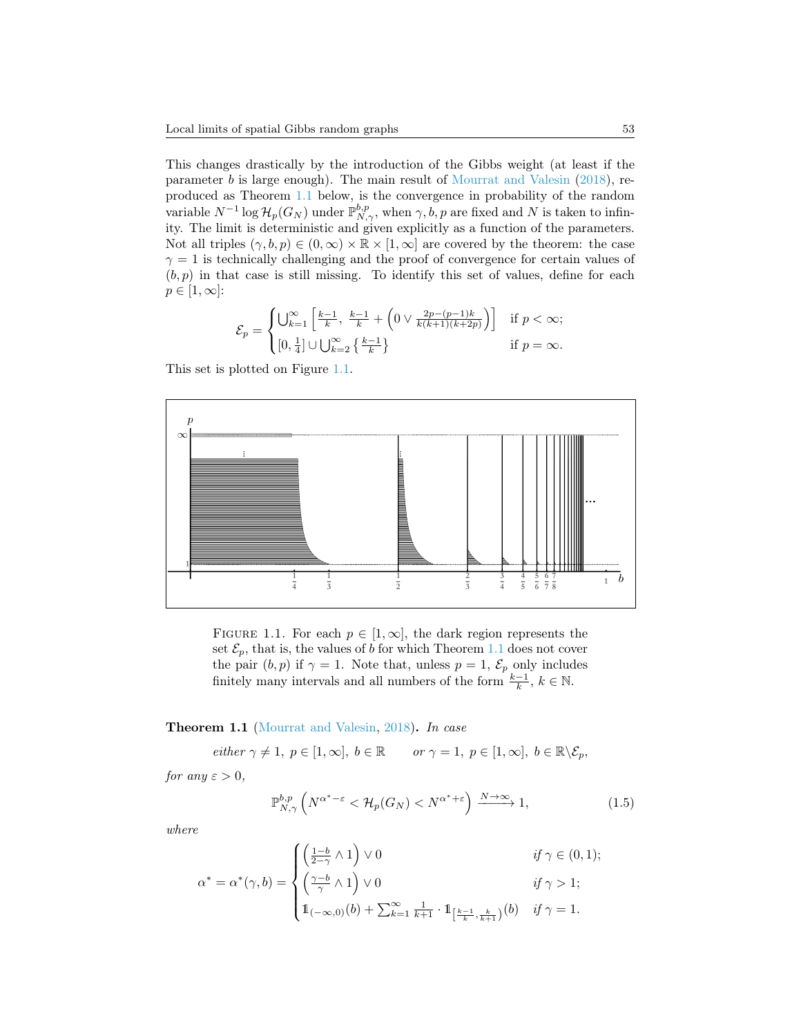This changes drastically by the introduction of the Gibbs weight (at least if the parameter $b$ is large enough). The main result of Mourrat and Valesin (2018), reproduced as Theorem 1.1 below, is the convergence in probability of the random variable $N^{-1}\log \mathcal{H}_p(G_N)$ under $\mathbb{P}^{b,p}_{N,\gamma}$, when $\gamma, b, p$ are fixed and $N$ is taken to infinity. The limit is deterministic and given explicitly as a function of the parameters. Not all triples $(\gamma, b, p) \in (0,\infty)\times\mathbb{R}\times[1,\infty]$ are covered by the theorem: the case $\gamma = 1$ is technically challenging and the proof of convergence for certain values of $(b,p)$ in that case is still missing. To identify this set of values, define for each $p \in [1,\infty]$:

$$\mathcal{E}_p = \begin{cases} \bigcup_{k=1}^{\infty} \left[\frac{k-1}{k},\ \frac{k-1}{k} + \left(0 \vee \frac{2p-(p-1)k}{k(k+1)(k+2p)}\right)\right] & \text{if } p < \infty; \\ [0,\frac{1}{4}] \cup \bigcup_{k=2}^{\infty}\left\{\frac{k-1}{k}\right\} & \text{if } p = \infty. \end{cases}$$

This set is plotted on Figure 1.1.

FIGURE 1.1. For each $p \in [1,\infty]$, the dark region represents the set $\mathcal{E}_p$, that is, the values of $b$ for which Theorem 1.1 does not cover the pair $(b,p)$ if $\gamma = 1$. Note that, unless $p = 1$, $\mathcal{E}_p$ only includes finitely many intervals and all numbers of the form $\frac{k-1}{k}$, $k \in \mathbb{N}$.

**Theorem 1.1** (Mourrat and Valesin, 2018). *In case*

$$\text{either } \gamma \neq 1,\ p \in [1,\infty],\ b \in \mathbb{R} \qquad \text{or } \gamma = 1,\ p\in[1,\infty],\ b \in \mathbb{R}\backslash\mathcal{E}_p,$$

*for any* $\varepsilon > 0$,

$$\mathbb{P}^{b,p}_{N,\gamma}\left(N^{\alpha^*-\varepsilon} < \mathcal{H}_p(G_N) < N^{\alpha^*+\varepsilon}\right) \xrightarrow{N\to\infty} 1, \tag{1.5}$$

*where*

$$\alpha^* = \alpha^*(\gamma,b) = \begin{cases} \left(\frac{1-b}{2-\gamma}\wedge 1\right)\vee 0 & \text{if } \gamma \in (0,1); \\ \left(\frac{\gamma-b}{\gamma}\wedge 1\right)\vee 0 & \text{if } \gamma > 1; \\ \mathbb{1}_{(-\infty,0)}(b) + \sum_{k=1}^{\infty}\frac{1}{k+1}\cdot\mathbb{1}_{\left[\frac{k-1}{k},\frac{k}{k+1}\right)}(b) & \text{if } \gamma = 1. \end{cases}$$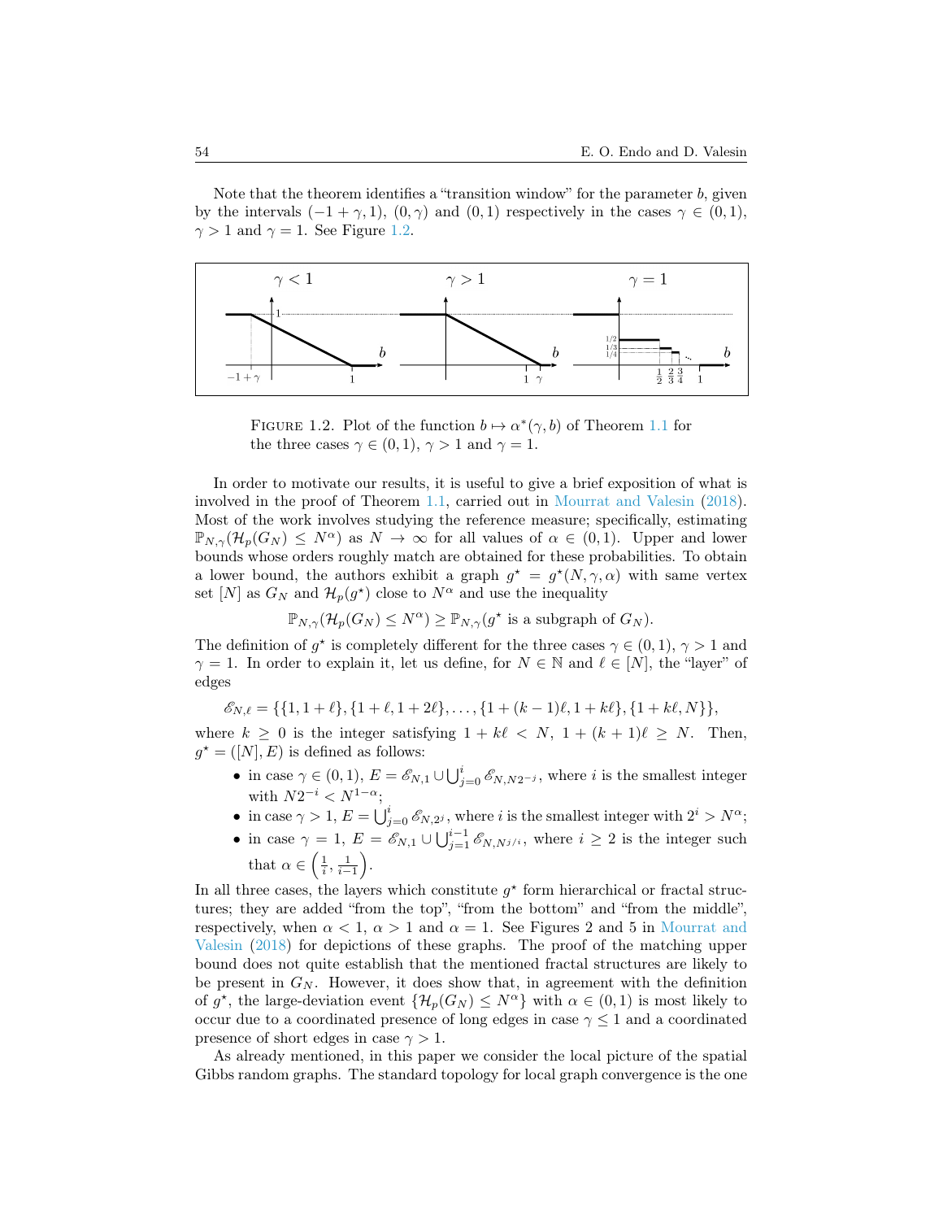Note that the theorem identifies a "transition window" for the parameter $b$, given by the intervals $(-1+\gamma, 1)$, $(0,\gamma)$ and $(0,1)$ respectively in the cases $\gamma \in (0,1)$, $\gamma > 1$ and $\gamma = 1$. See Figure 1.2.

FIGURE 1.2. Plot of the function $b \mapsto \alpha^*(\gamma, b)$ of Theorem 1.1 for the three cases $\gamma \in (0,1)$, $\gamma > 1$ and $\gamma = 1$.

In order to motivate our results, it is useful to give a brief exposition of what is involved in the proof of Theorem 1.1, carried out in Mourrat and Valesin (2018). Most of the work involves studying the reference measure; specifically, estimating $\mathbb{P}_{N,\gamma}(\mathcal{H}_p(G_N) \le N^\alpha)$ as $N \to \infty$ for all values of $\alpha \in (0,1)$. Upper and lower bounds whose orders roughly match are obtained for these probabilities. To obtain a lower bound, the authors exhibit a graph $g^\star = g^\star(N, \gamma, \alpha)$ with same vertex set $[N]$ as $G_N$ and $\mathcal{H}_p(g^\star)$ close to $N^\alpha$ and use the inequality

$$\mathbb{P}_{N,\gamma}(\mathcal{H}_p(G_N) \le N^\alpha) \ge \mathbb{P}_{N,\gamma}(g^\star \text{ is a subgraph of } G_N).$$

The definition of $g^\star$ is completely different for the three cases $\gamma \in (0,1)$, $\gamma > 1$ and $\gamma = 1$. In order to explain it, let us define, for $N \in \mathbb{N}$ and $\ell \in [N]$, the "layer" of edges

$$\mathscr{E}_{N,\ell} = \{\{1, 1+\ell\}, \{1+\ell, 1+2\ell\}, \ldots, \{1+(k-1)\ell, 1+k\ell\}, \{1+k\ell, N\}\},$$

where $k \ge 0$ is the integer satisfying $1 + k\ell < N$, $1 + (k+1)\ell \ge N$. Then, $g^\star = ([N], E)$ is defined as follows:

- in case $\gamma \in (0,1)$, $E = \mathscr{E}_{N,1} \cup \bigcup_{j=0}^{i} \mathscr{E}_{N,N2^{-j}}$, where $i$ is the smallest integer with $N2^{-i} < N^{1-\alpha}$;
- in case $\gamma > 1$, $E = \bigcup_{j=0}^{i} \mathscr{E}_{N,2^j}$, where $i$ is the smallest integer with $2^i > N^\alpha$;
- in case $\gamma = 1$, $E = \mathscr{E}_{N,1} \cup \bigcup_{j=1}^{i-1} \mathscr{E}_{N,N^{j/i}}$, where $i \ge 2$ is the integer such that $\alpha \in \left(\frac{1}{i}, \frac{1}{i-1}\right)$.

In all three cases, the layers which constitute $g^\star$ form hierarchical or fractal structures; they are added "from the top", "from the bottom" and "from the middle", respectively, when $\alpha < 1$, $\alpha > 1$ and $\alpha = 1$. See Figures 2 and 5 in Mourrat and Valesin (2018) for depictions of these graphs. The proof of the matching upper bound does not quite establish that the mentioned fractal structures are likely to be present in $G_N$. However, it does show that, in agreement with the definition of $g^\star$, the large-deviation event $\{\mathcal{H}_p(G_N) \le N^\alpha\}$ with $\alpha \in (0,1)$ is most likely to occur due to a coordinated presence of long edges in case $\gamma \le 1$ and a coordinated presence of short edges in case $\gamma > 1$.

As already mentioned, in this paper we consider the local picture of the spatial Gibbs random graphs. The standard topology for local graph convergence is the one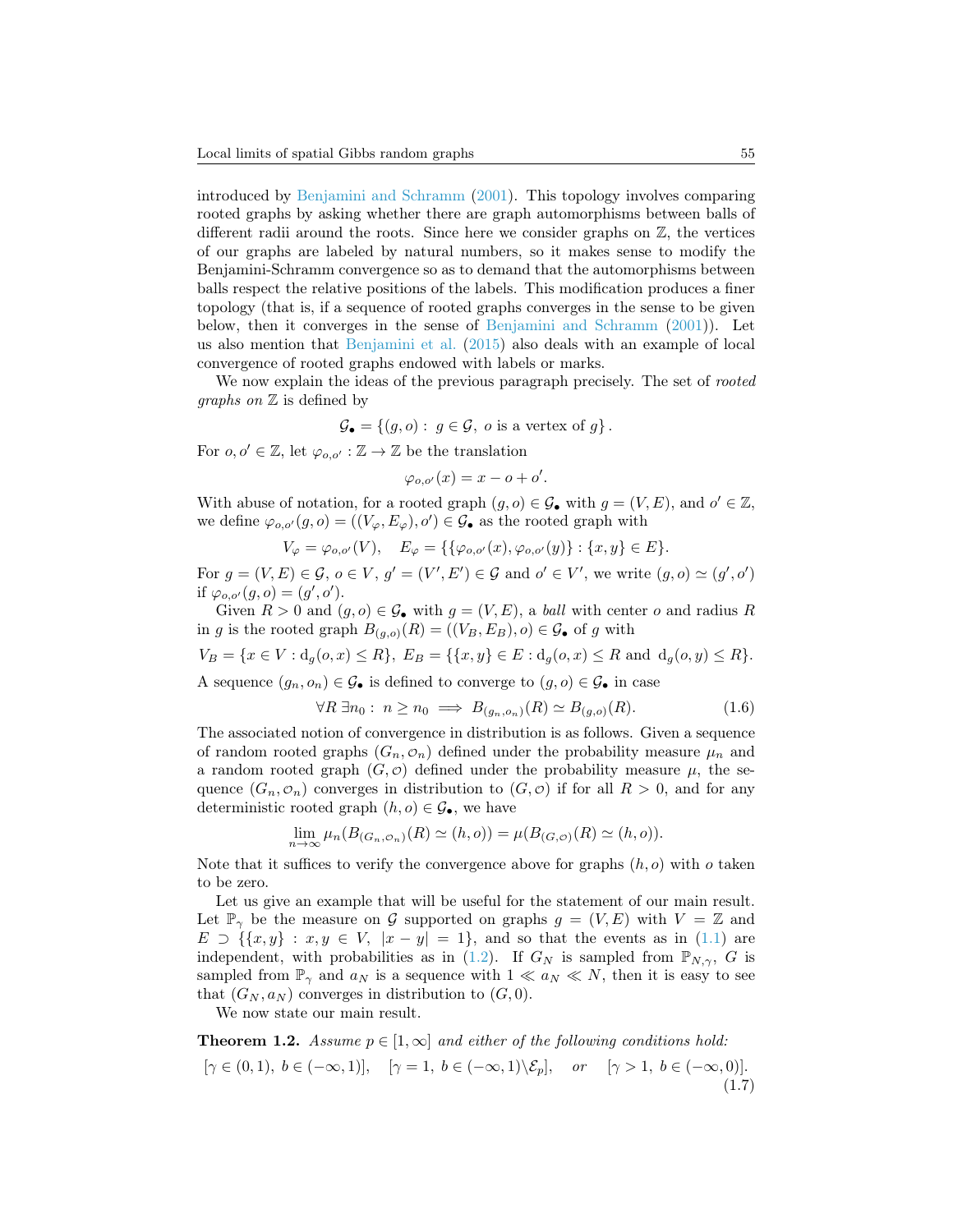introduced by Benjamini and Schramm (2001). This topology involves comparing rooted graphs by asking whether there are graph automorphisms between balls of different radii around the roots. Since here we consider graphs on $\mathbb{Z}$, the vertices of our graphs are labeled by natural numbers, so it makes sense to modify the Benjamini-Schramm convergence so as to demand that the automorphisms between balls respect the relative positions of the labels. This modification produces a finer topology (that is, if a sequence of rooted graphs converges in the sense to be given below, then it converges in the sense of Benjamini and Schramm (2001)). Let us also mention that Benjamini et al. (2015) also deals with an example of local convergence of rooted graphs endowed with labels or marks.

We now explain the ideas of the previous paragraph precisely. The set of *rooted graphs on* $\mathbb{Z}$ is defined by

$$\mathcal{G}_\bullet = \{(g, o) : \ g \in \mathcal{G}, \ o \text{ is a vertex of } g\}.$$

For $o, o' \in \mathbb{Z}$, let $\varphi_{o,o'} : \mathbb{Z} \to \mathbb{Z}$ be the translation

$$\varphi_{o,o'}(x) = x - o + o'.$$

With abuse of notation, for a rooted graph $(g, o) \in \mathcal{G}_\bullet$ with $g = (V, E)$, and $o' \in \mathbb{Z}$, we define $\varphi_{o,o'}(g, o) = ((V_\varphi, E_\varphi), o') \in \mathcal{G}_\bullet$ as the rooted graph with

$$V_\varphi = \varphi_{o,o'}(V), \quad E_\varphi = \{\{\varphi_{o,o'}(x), \varphi_{o,o'}(y)\} : \{x, y\} \in E\}.$$

For $g = (V, E) \in \mathcal{G}$, $o \in V$, $g' = (V', E') \in \mathcal{G}$ and $o' \in V'$, we write $(g, o) \simeq (g', o')$ if $\varphi_{o,o'}(g, o) = (g', o')$.

Given $R > 0$ and $(g, o) \in \mathcal{G}_\bullet$ with $g = (V, E)$, a *ball* with center $o$ and radius $R$ in $g$ is the rooted graph $B_{(g,o)}(R) = ((V_B, E_B), o) \in \mathcal{G}_\bullet$ of $g$ with

$$V_B = \{x \in V : \mathrm{d}_g(o, x) \le R\}, \ E_B = \{\{x, y\} \in E : \mathrm{d}_g(o, x) \le R \text{ and } \mathrm{d}_g(o, y) \le R\}.$$

A sequence $(g_n, o_n) \in \mathcal{G}_\bullet$ is defined to converge to $(g, o) \in \mathcal{G}_\bullet$ in case

$$\forall R \ \exists n_0 : \ n \ge n_0 \implies B_{(g_n,o_n)}(R) \simeq B_{(g,o)}(R). \tag{1.6}$$

The associated notion of convergence in distribution is as follows. Given a sequence of random rooted graphs $(G_n, \mathcal{O}_n)$ defined under the probability measure $\mu_n$ and a random rooted graph $(G, \mathcal{O})$ defined under the probability measure $\mu$, the sequence $(G_n, \mathcal{O}_n)$ converges in distribution to $(G, \mathcal{O})$ if for all $R > 0$, and for any deterministic rooted graph $(h, o) \in \mathcal{G}_\bullet$, we have

$$\lim_{n\to\infty} \mu_n(B_{(G_n,\mathcal{O}_n)}(R) \simeq (h, o)) = \mu(B_{(G,\mathcal{O})}(R) \simeq (h, o)).$$

Note that it suffices to verify the convergence above for graphs $(h, o)$ with $o$ taken to be zero.

Let us give an example that will be useful for the statement of our main result. Let $\mathbb{P}_\gamma$ be the measure on $\mathcal{G}$ supported on graphs $g = (V, E)$ with $V = \mathbb{Z}$ and $E \supset \{\{x, y\} : x, y \in V, \ |x - y| = 1\}$, and so that the events as in (1.1) are independent, with probabilities as in (1.2). If $G_N$ is sampled from $\mathbb{P}_{N,\gamma}$, $G$ is sampled from $\mathbb{P}_\gamma$ and $a_N$ is a sequence with $1 \ll a_N \ll N$, then it is easy to see that $(G_N, a_N)$ converges in distribution to $(G, 0)$.

We now state our main result.

**Theorem 1.2.** *Assume $p \in [1, \infty]$ and either of the following conditions hold:*

$$[\gamma \in (0, 1), \ b \in (-\infty, 1)], \quad [\gamma = 1, \ b \in (-\infty, 1)\backslash\mathcal{E}_p], \quad or \quad [\gamma > 1, \ b \in (-\infty, 0)]. \tag{1.7}$$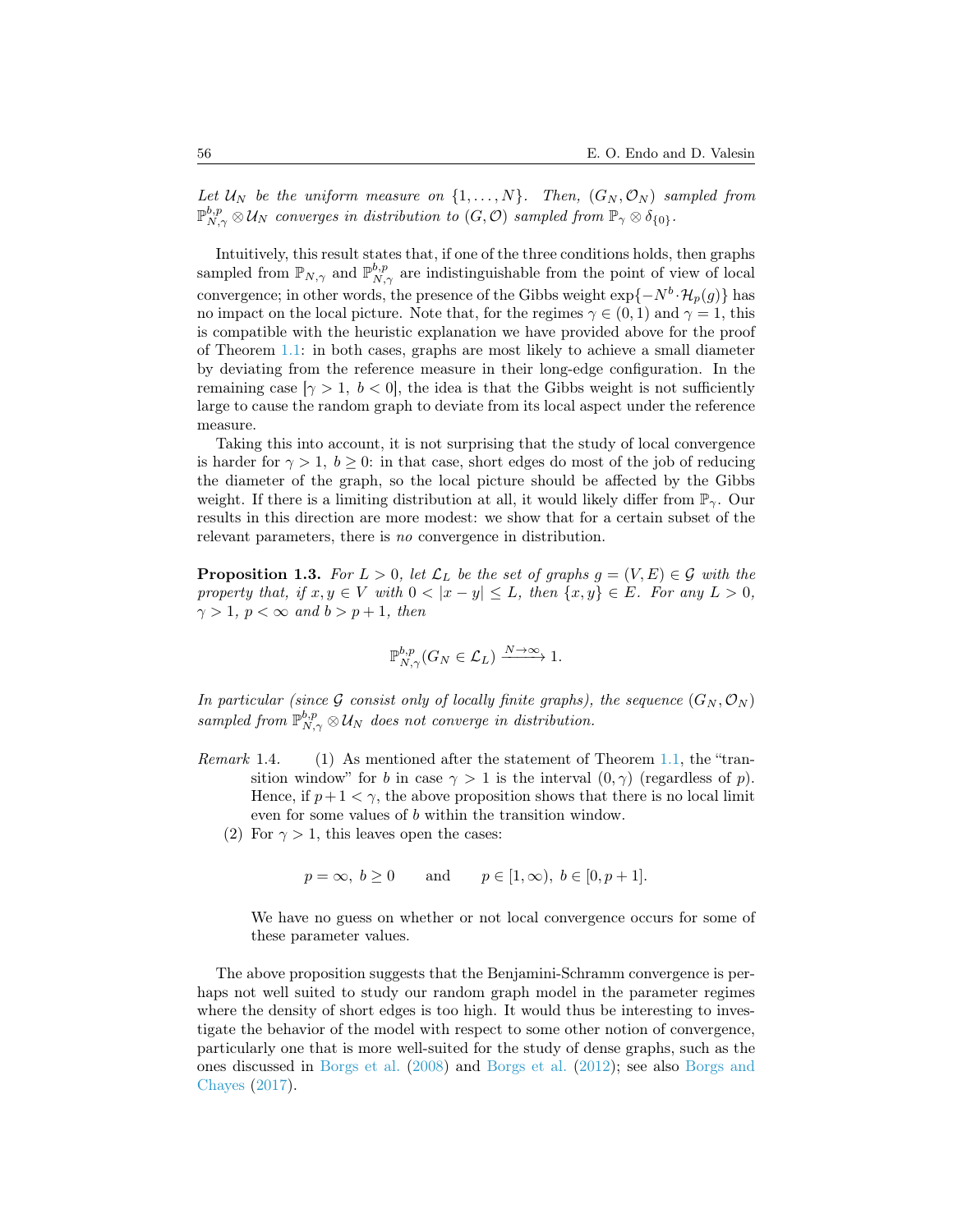*Let $\mathcal{U}_N$ be the uniform measure on $\{1, \ldots, N\}$. Then, $(G_N, \mathcal{O}_N)$ sampled from $\mathbb{P}^{b,p}_{N,\gamma} \otimes \mathcal{U}_N$ converges in distribution to $(G, \mathcal{O})$ sampled from $\mathbb{P}_\gamma \otimes \delta_{\{0\}}$.*

Intuitively, this result states that, if one of the three conditions holds, then graphs sampled from $\mathbb{P}_{N,\gamma}$ and $\mathbb{P}^{b,p}_{N,\gamma}$ are indistinguishable from the point of view of local convergence; in other words, the presence of the Gibbs weight $\exp\{-N^b \cdot \mathcal{H}_p(g)\}$ has no impact on the local picture. Note that, for the regimes $\gamma \in (0,1)$ and $\gamma = 1$, this is compatible with the heuristic explanation we have provided above for the proof of Theorem 1.1: in both cases, graphs are most likely to achieve a small diameter by deviating from the reference measure in their long-edge configuration. In the remaining case $[\gamma > 1,\ b < 0]$, the idea is that the Gibbs weight is not sufficiently large to cause the random graph to deviate from its local aspect under the reference measure.

Taking this into account, it is not surprising that the study of local convergence is harder for $\gamma > 1,\ b \geq 0$: in that case, short edges do most of the job of reducing the diameter of the graph, so the local picture should be affected by the Gibbs weight. If there is a limiting distribution at all, it would likely differ from $\mathbb{P}_\gamma$. Our results in this direction are more modest: we show that for a certain subset of the relevant parameters, there is *no* convergence in distribution.

**Proposition 1.3.** *For $L > 0$, let $\mathcal{L}_L$ be the set of graphs $g = (V, E) \in \mathcal{G}$ with the property that, if $x, y \in V$ with $0 < |x - y| \leq L$, then $\{x, y\} \in E$. For any $L > 0$, $\gamma > 1$, $p < \infty$ and $b > p + 1$, then*

$$\mathbb{P}^{b,p}_{N,\gamma}(G_N \in \mathcal{L}_L) \xrightarrow{N \to \infty} 1.$$

*In particular (since $\mathcal{G}$ consist only of locally finite graphs), the sequence $(G_N, \mathcal{O}_N)$ sampled from $\mathbb{P}^{b,p}_{N,\gamma} \otimes \mathcal{U}_N$ does not converge in distribution.*

*Remark* 1.4.
1. As mentioned after the statement of Theorem 1.1, the "transition window" for $b$ in case $\gamma > 1$ is the interval $(0, \gamma)$ (regardless of $p$). Hence, if $p + 1 < \gamma$, the above proposition shows that there is no local limit even for some values of $b$ within the transition window.
2. For $\gamma > 1$, this leaves open the cases:

$$p = \infty,\ b \geq 0 \qquad \text{and} \qquad p \in [1, \infty),\ b \in [0, p+1].$$

   We have no guess on whether or not local convergence occurs for some of these parameter values.

The above proposition suggests that the Benjamini-Schramm convergence is perhaps not well suited to study our random graph model in the parameter regimes where the density of short edges is too high. It would thus be interesting to investigate the behavior of the model with respect to some other notion of convergence, particularly one that is more well-suited for the study of dense graphs, such as the ones discussed in Borgs et al. (2008) and Borgs et al. (2012); see also Borgs and Chayes (2017).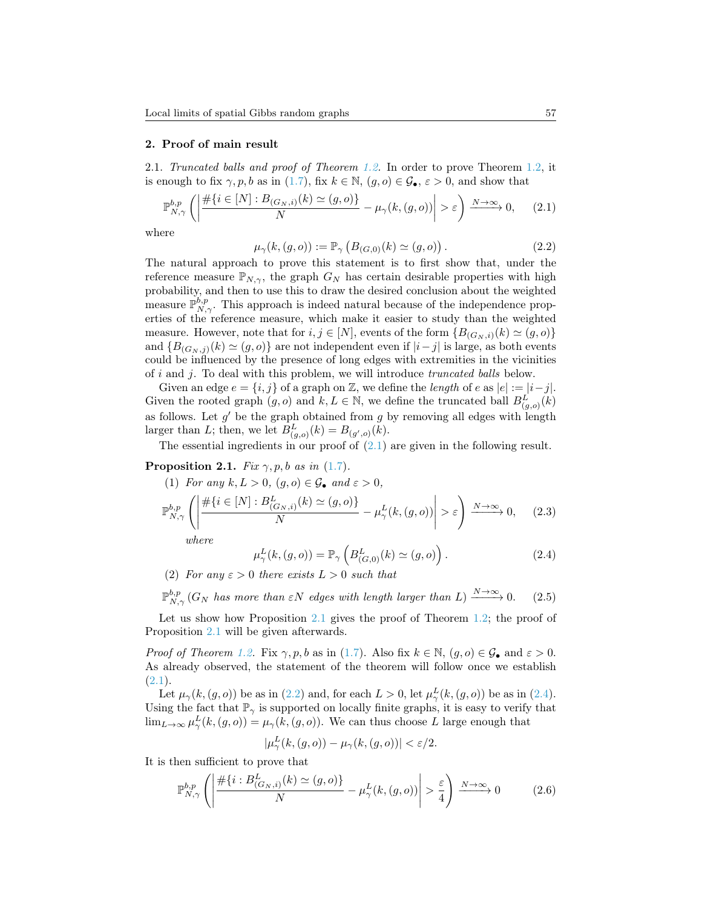## 2. Proof of main result

2.1. *Truncated balls and proof of Theorem 1.2.* In order to prove Theorem 1.2, it is enough to fix $\gamma, p, b$ as in (1.7), fix $k \in \mathbb{N}$, $(g, o) \in \mathcal{G}_\bullet$, $\varepsilon > 0$, and show that

$$\mathbb{P}^{b,p}_{N,\gamma}\left( \left| \frac{\#\{i \in [N] : B_{(G_N,i)}(k) \simeq (g,o)\}}{N} - \mu_\gamma(k,(g,o)) \right| > \varepsilon \right) \xrightarrow{N\to\infty} 0, \tag{2.1}$$

where

$$\mu_\gamma(k,(g,o)) := \mathbb{P}_\gamma\left( B_{(G,0)}(k) \simeq (g,o) \right). \tag{2.2}$$

The natural approach to prove this statement is to first show that, under the reference measure $\mathbb{P}_{N,\gamma}$, the graph $G_N$ has certain desirable properties with high probability, and then to use this to draw the desired conclusion about the weighted measure $\mathbb{P}^{b,p}_{N,\gamma}$. This approach is indeed natural because of the independence properties of the reference measure, which make it easier to study than the weighted measure. However, note that for $i, j \in [N]$, events of the form $\{B_{(G_N,i)}(k) \simeq (g,o)\}$ and $\{B_{(G_N,j)}(k) \simeq (g,o)\}$ are not independent even if $|i-j|$ is large, as both events could be influenced by the presence of long edges with extremities in the vicinities of $i$ and $j$. To deal with this problem, we will introduce *truncated balls* below.

Given an edge $e = \{i, j\}$ of a graph on $\mathbb{Z}$, we define the *length* of $e$ as $|e| := |i-j|$. Given the rooted graph $(g, o)$ and $k, L \in \mathbb{N}$, we define the truncated ball $B^L_{(g,o)}(k)$ as follows. Let $g'$ be the graph obtained from $g$ by removing all edges with length larger than $L$; then, we let $B^L_{(g,o)}(k) = B_{(g',o)}(k)$.

The essential ingredients in our proof of (2.1) are given in the following result.

**Proposition 2.1.** *Fix $\gamma, p, b$ as in (1.7).*

(1) *For any $k, L > 0$, $(g, o) \in \mathcal{G}_\bullet$ and $\varepsilon > 0$,*

$$\mathbb{P}^{b,p}_{N,\gamma}\left( \left| \frac{\#\{i \in [N] : B^L_{(G_N,i)}(k) \simeq (g,o)\}}{N} - \mu^L_\gamma(k,(g,o)) \right| > \varepsilon \right) \xrightarrow{N\to\infty} 0, \tag{2.3}$$

*where*

$$\mu^L_\gamma(k,(g,o)) = \mathbb{P}_\gamma\left( B^L_{(G,0)}(k) \simeq (g,o) \right). \tag{2.4}$$

(2) *For any $\varepsilon > 0$ there exists $L > 0$ such that*

$$\mathbb{P}^{b,p}_{N,\gamma}\left( G_N \text{ has more than } \varepsilon N \text{ edges with length larger than } L \right) \xrightarrow{N\to\infty} 0. \tag{2.5}$$

Let us show how Proposition 2.1 gives the proof of Theorem 1.2; the proof of Proposition 2.1 will be given afterwards.

*Proof of Theorem 1.2.* Fix $\gamma, p, b$ as in (1.7). Also fix $k \in \mathbb{N}$, $(g, o) \in \mathcal{G}_\bullet$ and $\varepsilon > 0$. As already observed, the statement of the theorem will follow once we establish (2.1).

Let $\mu_\gamma(k,(g,o))$ be as in (2.2) and, for each $L > 0$, let $\mu^L_\gamma(k,(g,o))$ be as in (2.4). Using the fact that $\mathbb{P}_\gamma$ is supported on locally finite graphs, it is easy to verify that $\lim_{L\to\infty} \mu^L_\gamma(k,(g,o)) = \mu_\gamma(k,(g,o))$. We can thus choose $L$ large enough that

$$|\mu^L_\gamma(k,(g,o)) - \mu_\gamma(k,(g,o))| < \varepsilon/2.$$

It is then sufficient to prove that

$$\mathbb{P}^{b,p}_{N,\gamma}\left( \left| \frac{\#\{i : B^L_{(G_N,i)}(k) \simeq (g,o)\}}{N} - \mu^L_\gamma(k,(g,o)) \right| > \frac{\varepsilon}{4} \right) \xrightarrow{N\to\infty} 0 \tag{2.6}$$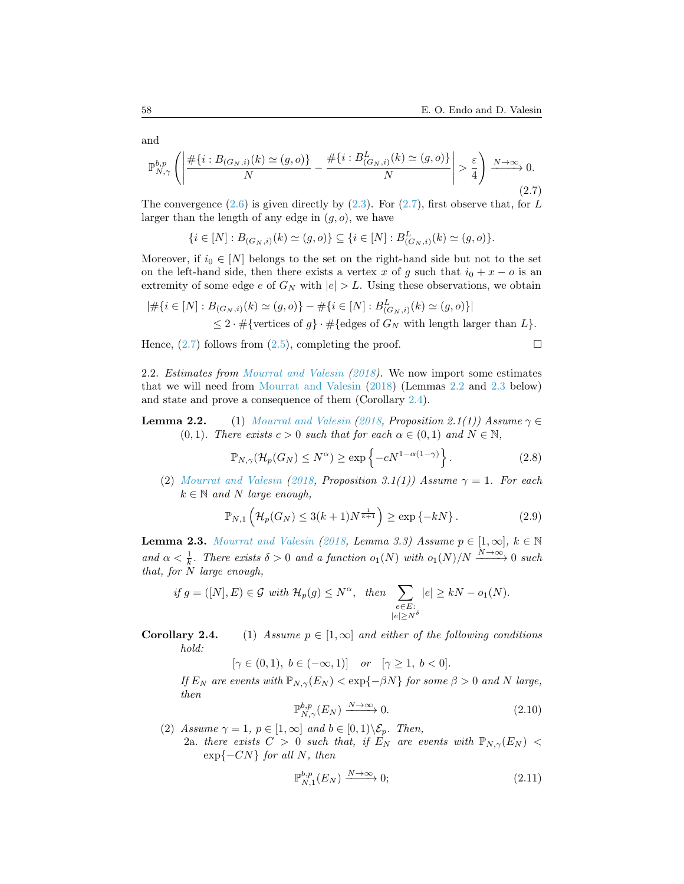and

$$\mathbb{P}^{b,p}_{N,\gamma}\left(\left|\frac{\#\{i : B_{(G_N,i)}(k) \simeq (g,o)\}}{N} - \frac{\#\{i : B^L_{(G_N,i)}(k) \simeq (g,o)\}}{N}\right| > \frac{\varepsilon}{4}\right) \xrightarrow{N\to\infty} 0. \tag{2.7}$$

The convergence (2.6) is given directly by (2.3). For (2.7), first observe that, for $L$ larger than the length of any edge in $(g,o)$, we have

$$\{i \in [N] : B_{(G_N,i)}(k) \simeq (g,o)\} \subseteq \{i \in [N] : B^L_{(G_N,i)}(k) \simeq (g,o)\}.$$

Moreover, if $i_0 \in [N]$ belongs to the set on the right-hand side but not to the set on the left-hand side, then there exists a vertex $x$ of $g$ such that $i_0 + x - o$ is an extremity of some edge $e$ of $G_N$ with $|e| > L$. Using these observations, we obtain

$$\begin{aligned}|\#\{i \in [N] : B_{(G_N,i)}(k) \simeq (g,o)\} - \#\{i \in [N] : B^L_{(G_N,i)}(k) \simeq (g,o)\}| \\ \leq 2 \cdot \#\{\text{vertices of } g\} \cdot \#\{\text{edges of } G_N \text{ with length larger than } L\}.\end{aligned}$$

Hence, (2.7) follows from (2.5), completing the proof. $\square$

2.2. *Estimates from Mourrat and Valesin (2018).* We now import some estimates that we will need from Mourrat and Valesin (2018) (Lemmas 2.2 and 2.3 below) and state and prove a consequence of them (Corollary 2.4).

**Lemma 2.2.** (1) *Mourrat and Valesin (2018, Proposition 2.1(1)) Assume $\gamma \in (0,1)$. There exists $c > 0$ such that for each $\alpha \in (0,1)$ and $N \in \mathbb{N}$,*

$$\mathbb{P}_{N,\gamma}(\mathcal{H}_p(G_N) \leq N^\alpha) \geq \exp\left\{-cN^{1-\alpha(1-\gamma)}\right\}. \tag{2.8}$$

(2) *Mourrat and Valesin (2018, Proposition 3.1(1)) Assume $\gamma = 1$. For each $k \in \mathbb{N}$ and $N$ large enough,*

$$\mathbb{P}_{N,1}\left(\mathcal{H}_p(G_N) \leq 3(k+1)N^{\frac{1}{k+1}}\right) \geq \exp\{-kN\}. \tag{2.9}$$

**Lemma 2.3.** *Mourrat and Valesin (2018, Lemma 3.3) Assume $p \in [1,\infty]$, $k \in \mathbb{N}$ and $\alpha < \frac{1}{k}$. There exists $\delta > 0$ and a function $o_1(N)$ with $o_1(N)/N \xrightarrow{N\to\infty} 0$ such that, for $N$ large enough,*

$$\text{if } g = ([N],E) \in \mathcal{G} \text{ with } \mathcal{H}_p(g) \leq N^\alpha, \quad \text{then} \sum_{\substack{e\in E:\\ |e|\geq N^\delta}} |e| \geq kN - o_1(N).$$

**Corollary 2.4.** (1) *Assume $p \in [1,\infty]$ and either of the following conditions hold:*

$$[\gamma \in (0,1),\ b \in (-\infty,1)] \quad \text{or} \quad [\gamma \geq 1,\ b < 0].$$

*If $E_N$ are events with $\mathbb{P}_{N,\gamma}(E_N) < \exp\{-\beta N\}$ for some $\beta > 0$ and $N$ large, then*

$$\mathbb{P}^{b,p}_{N,\gamma}(E_N) \xrightarrow{N\to\infty} 0. \tag{2.10}$$

(2) *Assume $\gamma = 1$, $p \in [1,\infty]$ and $b \in [0,1)\backslash\mathcal{E}_p$. Then,*

2a. *there exists $C > 0$ such that, if $E_N$ are events with $\mathbb{P}_{N,\gamma}(E_N) < \exp\{-CN\}$ for all $N$, then*

$$\mathbb{P}^{b,p}_{N,1}(E_N) \xrightarrow{N\to\infty} 0; \tag{2.11}$$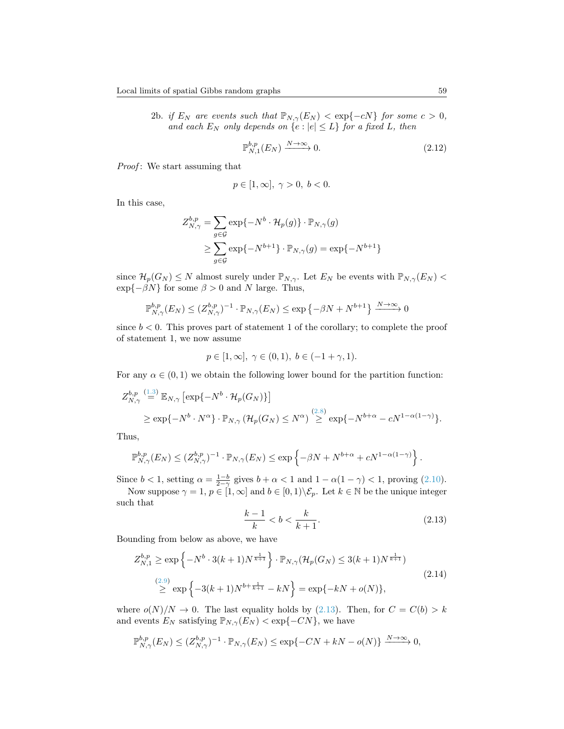2b. *if $E_N$ are events such that $\mathbb{P}_{N,\gamma}(E_N) < \exp\{-cN\}$ for some $c > 0$, and each $E_N$ only depends on $\{e : |e| \leq L\}$ for a fixed $L$, then*

$$\mathbb{P}^{b,p}_{N,1}(E_N) \xrightarrow{N\to\infty} 0. \tag{2.12}$$

*Proof*: We start assuming that

$$p \in [1, \infty],\ \gamma > 0,\ b < 0.$$

In this case,

$$\begin{aligned} Z^{b,p}_{N,\gamma} &= \sum_{g\in\mathcal{G}} \exp\{-N^b \cdot \mathcal{H}_p(g)\} \cdot \mathbb{P}_{N,\gamma}(g) \\ &\geq \sum_{g\in\mathcal{G}} \exp\{-N^{b+1}\} \cdot \mathbb{P}_{N,\gamma}(g) = \exp\{-N^{b+1}\} \end{aligned}$$

since $\mathcal{H}_p(G_N) \leq N$ almost surely under $\mathbb{P}_{N,\gamma}$. Let $E_N$ be events with $\mathbb{P}_{N,\gamma}(E_N) < \exp\{-\beta N\}$ for some $\beta > 0$ and $N$ large. Thus,

$$\mathbb{P}^{b,p}_{N,\gamma}(E_N) \leq (Z^{b,p}_{N,\gamma})^{-1} \cdot \mathbb{P}_{N,\gamma}(E_N) \leq \exp\left\{-\beta N + N^{b+1}\right\} \xrightarrow{N\to\infty} 0$$

since $b < 0$. This proves part of statement 1 of the corollary; to complete the proof of statement 1, we now assume

$$p \in [1, \infty],\ \gamma \in (0, 1),\ b \in (-1 + \gamma, 1).$$

For any $\alpha \in (0, 1)$ we obtain the following lower bound for the partition function:

$$\begin{aligned} Z^{b,p}_{N,\gamma} &\overset{(1.3)}{=} \mathbb{E}_{N,\gamma}\left[\exp\{-N^b \cdot \mathcal{H}_p(G_N)\}\right] \\ &\geq \exp\{-N^b \cdot N^\alpha\} \cdot \mathbb{P}_{N,\gamma}\left(\mathcal{H}_p(G_N) \leq N^\alpha\right) \overset{(2.8)}{\geq} \exp\{-N^{b+\alpha} - cN^{1-\alpha(1-\gamma)}\}. \end{aligned}$$

Thus,

$$\mathbb{P}^{b,p}_{N,\gamma}(E_N) \leq (Z^{b,p}_{N,\gamma})^{-1} \cdot \mathbb{P}_{N,\gamma}(E_N) \leq \exp\left\{-\beta N + N^{b+\alpha} + cN^{1-\alpha(1-\gamma)}\right\}.$$

Since $b < 1$, setting $\alpha = \frac{1-b}{2-\gamma}$ gives $b + \alpha < 1$ and $1 - \alpha(1-\gamma) < 1$, proving (2.10).

Now suppose $\gamma = 1$, $p \in [1, \infty]$ and $b \in [0, 1)\backslash\mathcal{E}_p$. Let $k \in \mathbb{N}$ be the unique integer such that

$$\frac{k-1}{k} < b < \frac{k}{k+1}. \tag{2.13}$$

Bounding from below as above, we have

$$\begin{aligned} Z^{b,p}_{N,1} &\geq \exp\left\{-N^b \cdot 3(k+1)N^{\frac{1}{k+1}}\right\} \cdot \mathbb{P}_{N,\gamma}(\mathcal{H}_p(G_N) \leq 3(k+1)N^{\frac{1}{k+1}}) \\ &\overset{(2.9)}{\geq} \exp\left\{-3(k+1)N^{b+\frac{1}{k+1}} - kN\right\} = \exp\{-kN + o(N)\}, \end{aligned} \tag{2.14}$$

where $o(N)/N \to 0$. The last equality holds by (2.13). Then, for $C = C(b) > k$ and events $E_N$ satisfying $\mathbb{P}_{N,\gamma}(E_N) < \exp\{-CN\}$, we have

$$\mathbb{P}^{b,p}_{N,\gamma}(E_N) \leq (Z^{b,p}_{N,\gamma})^{-1} \cdot \mathbb{P}_{N,\gamma}(E_N) \leq \exp\{-CN + kN - o(N)\} \xrightarrow{N\to\infty} 0,$$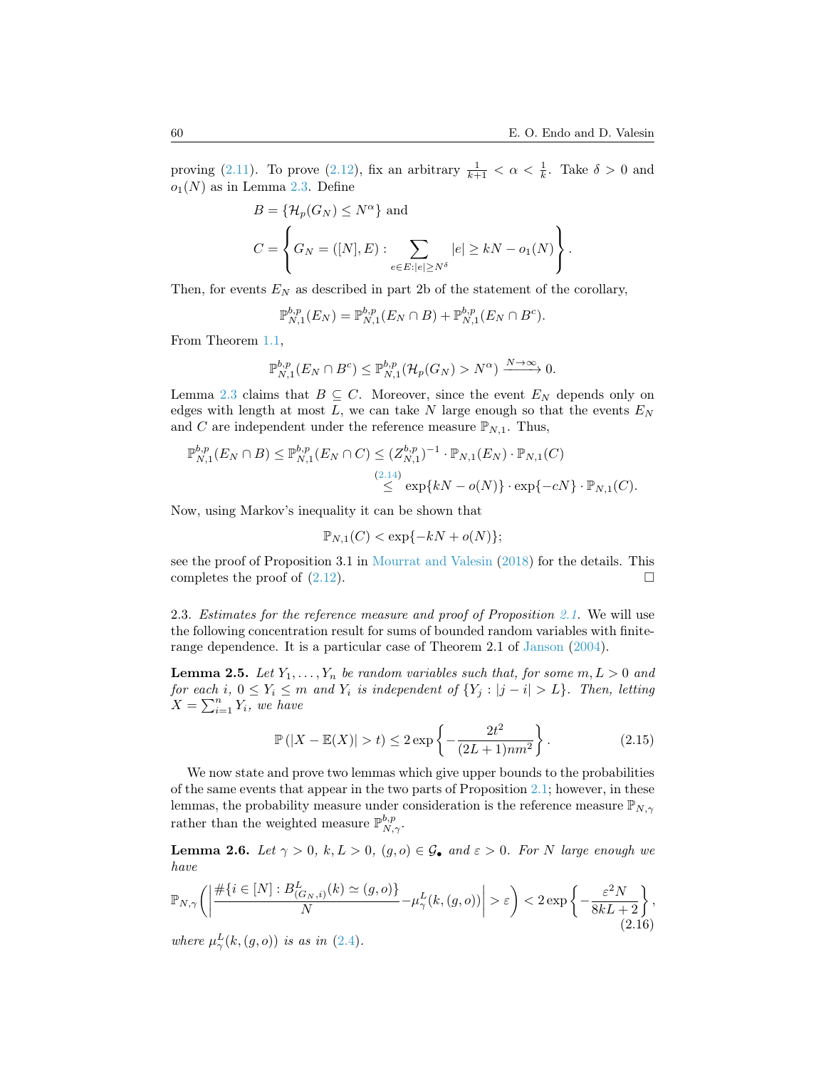proving (2.11). To prove (2.12), fix an arbitrary $\frac{1}{k+1} < \alpha < \frac{1}{k}$. Take $\delta > 0$ and $o_1(N)$ as in Lemma 2.3. Define

$$B = \{\mathcal{H}_p(G_N) \leq N^\alpha\} \text{ and}$$

$$C = \left\{ G_N = ([N], E) : \sum_{e \in E : |e| \geq N^\delta} |e| \geq kN - o_1(N) \right\}.$$

Then, for events $E_N$ as described in part 2b of the statement of the corollary,

$$\mathbb{P}^{b,p}_{N,1}(E_N) = \mathbb{P}^{b,p}_{N,1}(E_N \cap B) + \mathbb{P}^{b,p}_{N,1}(E_N \cap B^c).$$

From Theorem 1.1,

$$\mathbb{P}^{b,p}_{N,1}(E_N \cap B^c) \leq \mathbb{P}^{b,p}_{N,1}(\mathcal{H}_p(G_N) > N^\alpha) \xrightarrow{N \to \infty} 0.$$

Lemma 2.3 claims that $B \subseteq C$. Moreover, since the event $E_N$ depends only on edges with length at most $L$, we can take $N$ large enough so that the events $E_N$ and $C$ are independent under the reference measure $\mathbb{P}_{N,1}$. Thus,

$$\begin{aligned}
\mathbb{P}^{b,p}_{N,1}(E_N \cap B) \leq \mathbb{P}^{b,p}_{N,1}(E_N \cap C) &\leq (Z^{b,p}_{N,1})^{-1} \cdot \mathbb{P}_{N,1}(E_N) \cdot \mathbb{P}_{N,1}(C) \\
&\overset{(2.14)}{\leq} \exp\{kN - o(N)\} \cdot \exp\{-cN\} \cdot \mathbb{P}_{N,1}(C).
\end{aligned}$$

Now, using Markov's inequality it can be shown that

$$\mathbb{P}_{N,1}(C) < \exp\{-kN + o(N)\};$$

see the proof of Proposition 3.1 in Mourrat and Valesin (2018) for the details. This completes the proof of (2.12). $\square$

2.3. *Estimates for the reference measure and proof of Proposition 2.1.* We will use the following concentration result for sums of bounded random variables with finite-range dependence. It is a particular case of Theorem 2.1 of Janson (2004).

**Lemma 2.5.** *Let $Y_1, \ldots, Y_n$ be random variables such that, for some $m, L > 0$ and for each $i$, $0 \leq Y_i \leq m$ and $Y_i$ is independent of $\{Y_j : |j - i| > L\}$. Then, letting $X = \sum_{i=1}^n Y_i$, we have*

$$\mathbb{P}\left(|X - \mathbb{E}(X)| > t\right) \leq 2\exp\left\{-\frac{2t^2}{(2L+1)nm^2}\right\}. \tag{2.15}$$

We now state and prove two lemmas which give upper bounds to the probabilities of the same events that appear in the two parts of Proposition 2.1; however, in these lemmas, the probability measure under consideration is the reference measure $\mathbb{P}_{N,\gamma}$ rather than the weighted measure $\mathbb{P}^{b,p}_{N,\gamma}$.

**Lemma 2.6.** *Let $\gamma > 0$, $k, L > 0$, $(g, o) \in \mathcal{G}_\bullet$ and $\varepsilon > 0$. For $N$ large enough we have*

$$\mathbb{P}_{N,\gamma}\left( \left| \frac{\#\{i \in [N] : B^L_{(G_N,i)}(k) \simeq (g,o)\}}{N} - \mu^L_\gamma(k,(g,o)) \right| > \varepsilon \right) < 2\exp\left\{-\frac{\varepsilon^2 N}{8kL+2}\right\}, \tag{2.16}$$

*where $\mu^L_\gamma(k,(g,o))$ is as in (2.4).*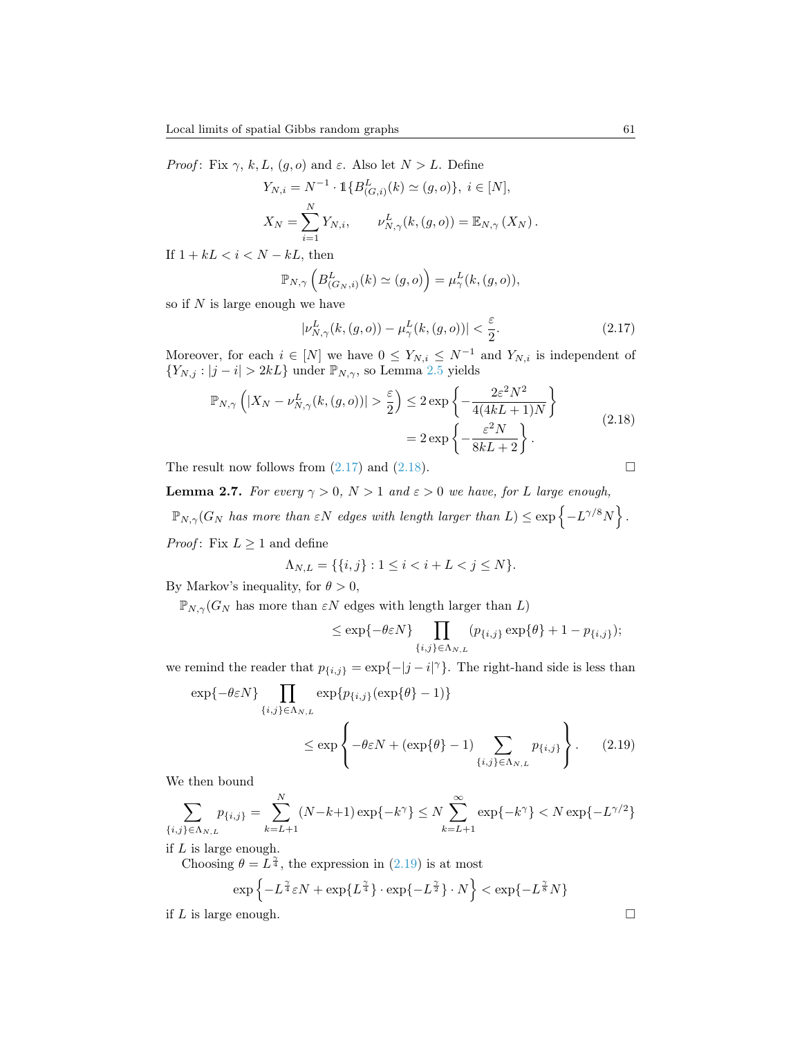*Proof*: Fix $\gamma$, $k, L$, $(g, o)$ and $\varepsilon$. Also let $N > L$. Define

$$Y_{N,i} = N^{-1} \cdot \mathbb{1}\{B^L_{(G,i)}(k) \simeq (g,o)\},\ i \in [N],$$

$$X_N = \sum_{i=1}^N Y_{N,i}, \qquad \nu^L_{N,\gamma}(k,(g,o)) = \mathbb{E}_{N,\gamma}\left(X_N\right).$$

If $1 + kL < i < N - kL$, then

$$\mathbb{P}_{N,\gamma}\left(B^L_{(G_N,i)}(k) \simeq (g,o)\right) = \mu^L_\gamma(k,(g,o)),$$

so if $N$ is large enough we have

$$|\nu^L_{N,\gamma}(k,(g,o)) - \mu^L_\gamma(k,(g,o))| < \frac{\varepsilon}{2}. \tag{2.17}$$

Moreover, for each $i \in [N]$ we have $0 \le Y_{N,i} \le N^{-1}$ and $Y_{N,i}$ is independent of $\{Y_{N,j} : |j - i| > 2kL\}$ under $\mathbb{P}_{N,\gamma}$, so Lemma 2.5 yields

$$\begin{aligned}\mathbb{P}_{N,\gamma}\left(|X_N - \nu^L_{N,\gamma}(k,(g,o))| > \frac{\varepsilon}{2}\right) &\le 2\exp\left\{-\frac{2\varepsilon^2 N^2}{4(4kL+1)N}\right\} \\ &= 2\exp\left\{-\frac{\varepsilon^2 N}{8kL+2}\right\}.\end{aligned} \tag{2.18}$$

The result now follows from (2.17) and (2.18). $\square$

**Lemma 2.7.** *For every $\gamma > 0$, $N > 1$ and $\varepsilon > 0$ we have, for $L$ large enough,*

$$\mathbb{P}_{N,\gamma}(G_N \text{ has more than } \varepsilon N \text{ edges with length larger than } L) \le \exp\left\{-L^{\gamma/8} N\right\}.$$

*Proof*: Fix $L \ge 1$ and define

$$\Lambda_{N,L} = \{\{i,j\} : 1 \le i < i + L < j \le N\}.$$

By Markov's inequality, for $\theta > 0$,

$$\begin{aligned}&\mathbb{P}_{N,\gamma}(G_N \text{ has more than } \varepsilon N \text{ edges with length larger than } L) \\ &\qquad \le \exp\{-\theta\varepsilon N\} \prod_{\{i,j\}\in\Lambda_{N,L}} (p_{\{i,j\}}\exp\{\theta\} + 1 - p_{\{i,j\}});\end{aligned}$$

we remind the reader that $p_{\{i,j\}} = \exp\{-|j-i|^\gamma\}$. The right-hand side is less than

$$\begin{aligned}&\exp\{-\theta\varepsilon N\} \prod_{\{i,j\}\in\Lambda_{N,L}} \exp\{p_{\{i,j\}}(\exp\{\theta\} - 1)\} \\ &\qquad \le \exp\left\{-\theta\varepsilon N + (\exp\{\theta\} - 1)\sum_{\{i,j\}\in\Lambda_{N,L}} p_{\{i,j\}}\right\}.\end{aligned} \tag{2.19}$$

We then bound

$$\sum_{\{i,j\}\in\Lambda_{N,L}} p_{\{i,j\}} = \sum_{k=L+1}^N (N-k+1)\exp\{-k^\gamma\} \le N\sum_{k=L+1}^\infty \exp\{-k^\gamma\} < N\exp\{-L^{\gamma/2}\}$$

if $L$ is large enough.

Choosing $\theta = L^{\frac{\gamma}{4}}$, the expression in (2.19) is at most

$$\exp\left\{-L^{\frac{\gamma}{4}}\varepsilon N + \exp\{L^{\frac{\gamma}{4}}\}\cdot\exp\{-L^{\frac{\gamma}{2}}\}\cdot N\right\} < \exp\{-L^{\frac{\gamma}{8}} N\}$$

if $L$ is large enough. $\square$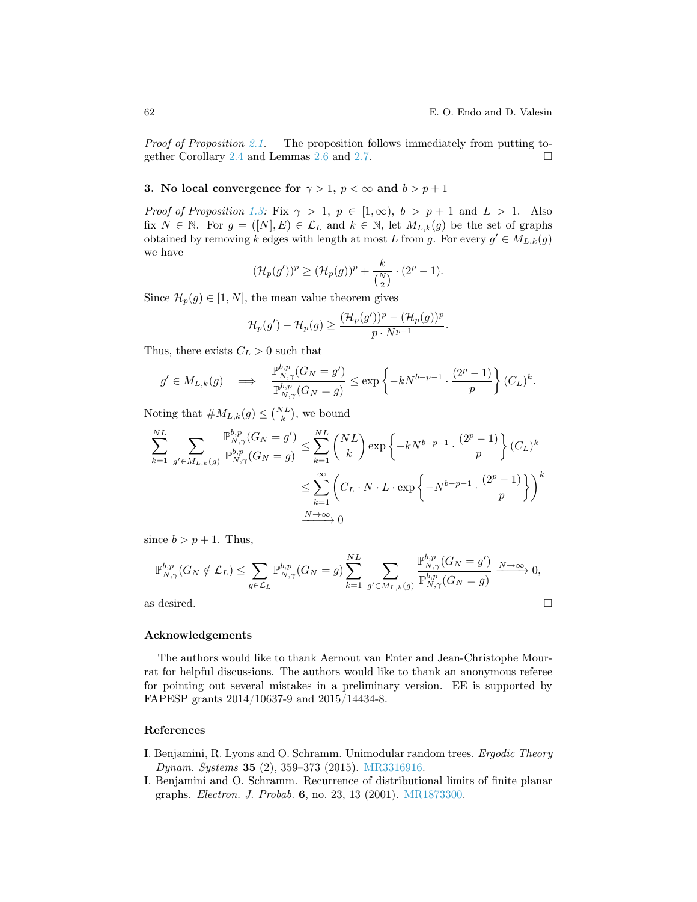*Proof of Proposition 2.1.* The proposition follows immediately from putting together Corollary 2.4 and Lemmas 2.6 and 2.7. □

## 3. No local convergence for $\gamma > 1$, $p < \infty$ and $b > p + 1$

*Proof of Proposition 1.3:* Fix $\gamma > 1$, $p \in [1, \infty)$, $b > p + 1$ and $L > 1$. Also fix $N \in \mathbb{N}$. For $g = ([N], E) \in \mathcal{L}_L$ and $k \in \mathbb{N}$, let $M_{L,k}(g)$ be the set of graphs obtained by removing $k$ edges with length at most $L$ from $g$. For every $g' \in M_{L,k}(g)$ we have

$$(\mathcal{H}_p(g'))^p \geq (\mathcal{H}_p(g))^p + \frac{k}{\binom{N}{2}} \cdot (2^p - 1).$$

Since $\mathcal{H}_p(g) \in [1, N]$, the mean value theorem gives

$$\mathcal{H}_p(g') - \mathcal{H}_p(g) \geq \frac{(\mathcal{H}_p(g'))^p - (\mathcal{H}_p(g))^p}{p \cdot N^{p-1}}.$$

Thus, there exists $C_L > 0$ such that

$$g' \in M_{L,k}(g) \quad \Longrightarrow \quad \frac{\mathbb{P}^{b,p}_{N,\gamma}(G_N = g')}{\mathbb{P}^{b,p}_{N,\gamma}(G_N = g)} \leq \exp\left\{-kN^{b-p-1} \cdot \frac{(2^p - 1)}{p}\right\} (C_L)^k.$$

Noting that $\# M_{L,k}(g) \leq \binom{NL}{k}$, we bound

$$\begin{aligned}
\sum_{k=1}^{NL} \sum_{g' \in M_{L,k}(g)} \frac{\mathbb{P}^{b,p}_{N,\gamma}(G_N = g')}{\mathbb{P}^{b,p}_{N,\gamma}(G_N = g)} &\leq \sum_{k=1}^{NL} \binom{NL}{k} \exp\left\{-kN^{b-p-1} \cdot \frac{(2^p - 1)}{p}\right\} (C_L)^k \\
&\leq \sum_{k=1}^{\infty} \left( C_L \cdot N \cdot L \cdot \exp\left\{-N^{b-p-1} \cdot \frac{(2^p - 1)}{p}\right\}\right)^k \\
&\xrightarrow{N \to \infty} 0
\end{aligned}$$

since $b > p + 1$. Thus,

$$\mathbb{P}^{b,p}_{N,\gamma}(G_N \notin \mathcal{L}_L) \leq \sum_{g \in \mathcal{L}_L} \mathbb{P}^{b,p}_{N,\gamma}(G_N = g) \sum_{k=1}^{NL} \sum_{g' \in M_{L,k}(g)} \frac{\mathbb{P}^{b,p}_{N,\gamma}(G_N = g')}{\mathbb{P}^{b,p}_{N,\gamma}(G_N = g)} \xrightarrow{N \to \infty} 0,$$

as desired. □

### Acknowledgements

The authors would like to thank Aernout van Enter and Jean-Christophe Mourrat for helpful discussions. The authors would like to thank an anonymous referee for pointing out several mistakes in a preliminary version. EE is supported by FAPESP grants 2014/10637-9 and 2015/14434-8.

### References

I. Benjamini, R. Lyons and O. Schramm. Unimodular random trees. *Ergodic Theory Dynam. Systems* **35** (2), 359–373 (2015). MR3316916.

I. Benjamini and O. Schramm. Recurrence of distributional limits of finite planar graphs. *Electron. J. Probab.* **6**, no. 23, 13 (2001). MR1873300.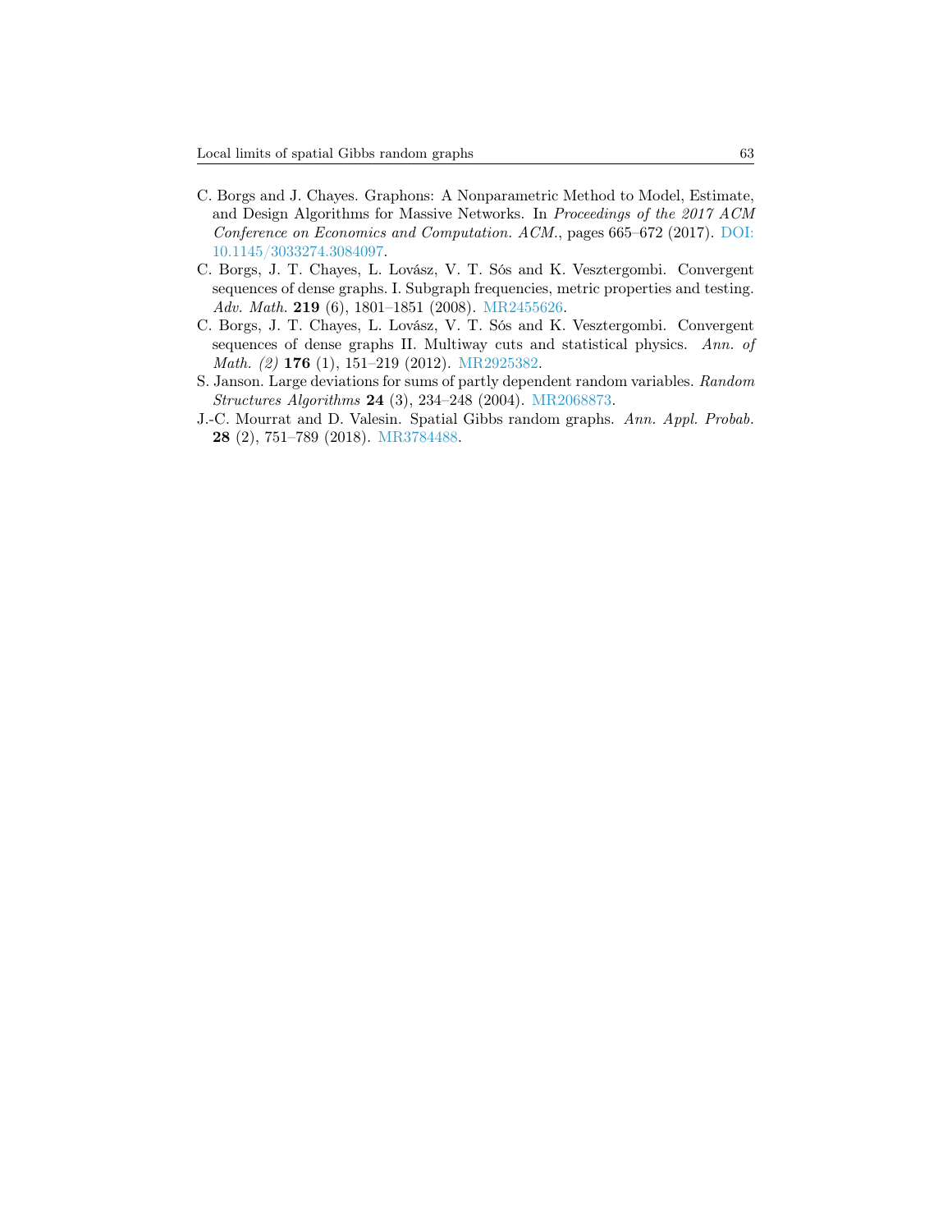C. Borgs and J. Chayes. Graphons: A Nonparametric Method to Model, Estimate, and Design Algorithms for Massive Networks. In *Proceedings of the 2017 ACM Conference on Economics and Computation. ACM.*, pages 665–672 (2017). DOI: 10.1145/3033274.3084097.

C. Borgs, J. T. Chayes, L. Lovász, V. T. Sós and K. Vesztergombi. Convergent sequences of dense graphs. I. Subgraph frequencies, metric properties and testing. *Adv. Math.* **219** (6), 1801–1851 (2008). MR2455626.

C. Borgs, J. T. Chayes, L. Lovász, V. T. Sós and K. Vesztergombi. Convergent sequences of dense graphs II. Multiway cuts and statistical physics. *Ann. of Math. (2)* **176** (1), 151–219 (2012). MR2925382.

S. Janson. Large deviations for sums of partly dependent random variables. *Random Structures Algorithms* **24** (3), 234–248 (2004). MR2068873.

J.-C. Mourrat and D. Valesin. Spatial Gibbs random graphs. *Ann. Appl. Probab.* **28** (2), 751–789 (2018). MR3784488.